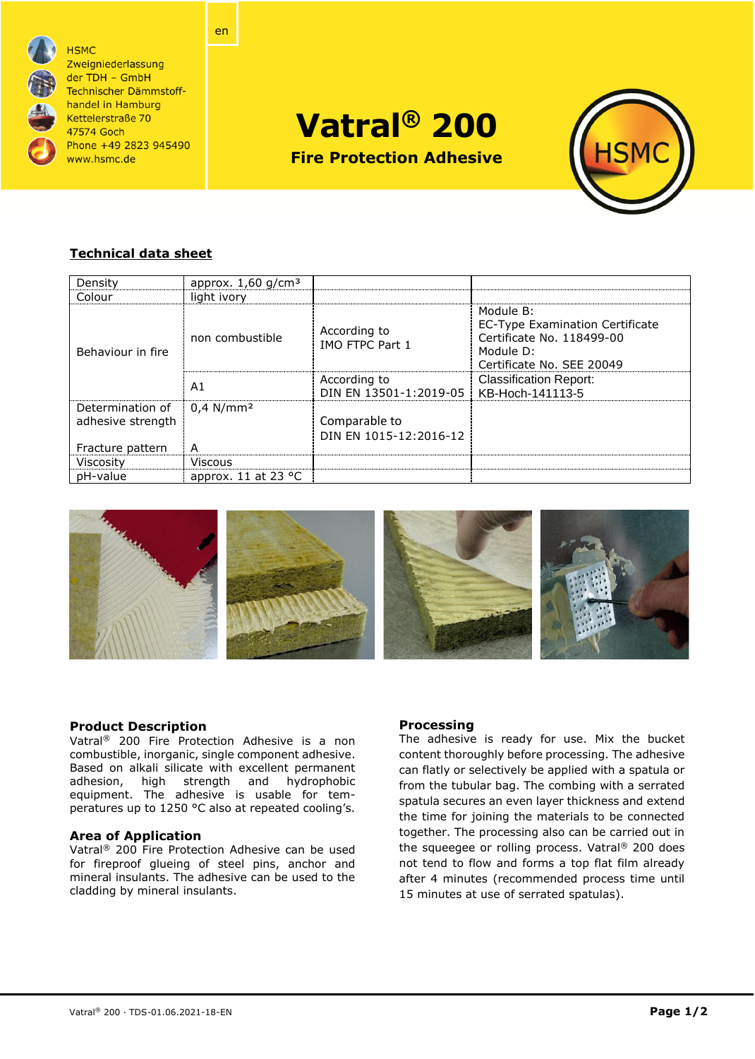HSMC
Zweigniederlassung
der TDH – GmbH
Technischer Dämmstoff-
handel in Hamburg
Kettelerstraße 70
47574 Goch
Phone +49 2823 945490
www.hsmc.de

en

# Vatral® 200

## Fire Protection Adhesive

### Technical data sheet

| | | | |
|---|---|---|---|
| Density | approx. 1,60 g/cm³ | | |
| Colour | light ivory | | |
| Behaviour in fire | non combustible | According to IMO FTPC Part 1 | Module B: EC-Type Examination Certificate Certificate No. 118499-00 Module D: Certificate No. SEE 20049 |
| | A1 | According to DIN EN 13501-1:2019-05 | Classification Report: KB-Hoch-141113-5 |
| Determination of adhesive strength | 0,4 N/mm² | Comparable to DIN EN 1015-12:2016-12 | |
| Fracture pattern | A | | |
| Viscosity | Viscous | | |
| pH-value | approx. 11 at 23 °C | | |

### Product Description

Vatral® 200 Fire Protection Adhesive is a non combustible, inorganic, single component adhesive. Based on alkali silicate with excellent permanent adhesion, high strength and hydrophobic equipment. The adhesive is usable for temperatures up to 1250 °C also at repeated cooling's.

### Area of Application

Vatral® 200 Fire Protection Adhesive can be used for fireproof glueing of steel pins, anchor and mineral insulants. The adhesive can be used to the cladding by mineral insulants.

### Processing

The adhesive is ready for use. Mix the bucket content thoroughly before processing. The adhesive can flatly or selectively be applied with a spatula or from the tubular bag. The combing with a serrated spatula secures an even layer thickness and extend the time for joining the materials to be connected together. The processing also can be carried out in the squeegee or rolling process. Vatral® 200 does not tend to flow and forms a top flat film already after 4 minutes (recommended process time until 15 minutes at use of serrated spatulas).

Vatral® 200 · TDS-01.06.2021-18-EN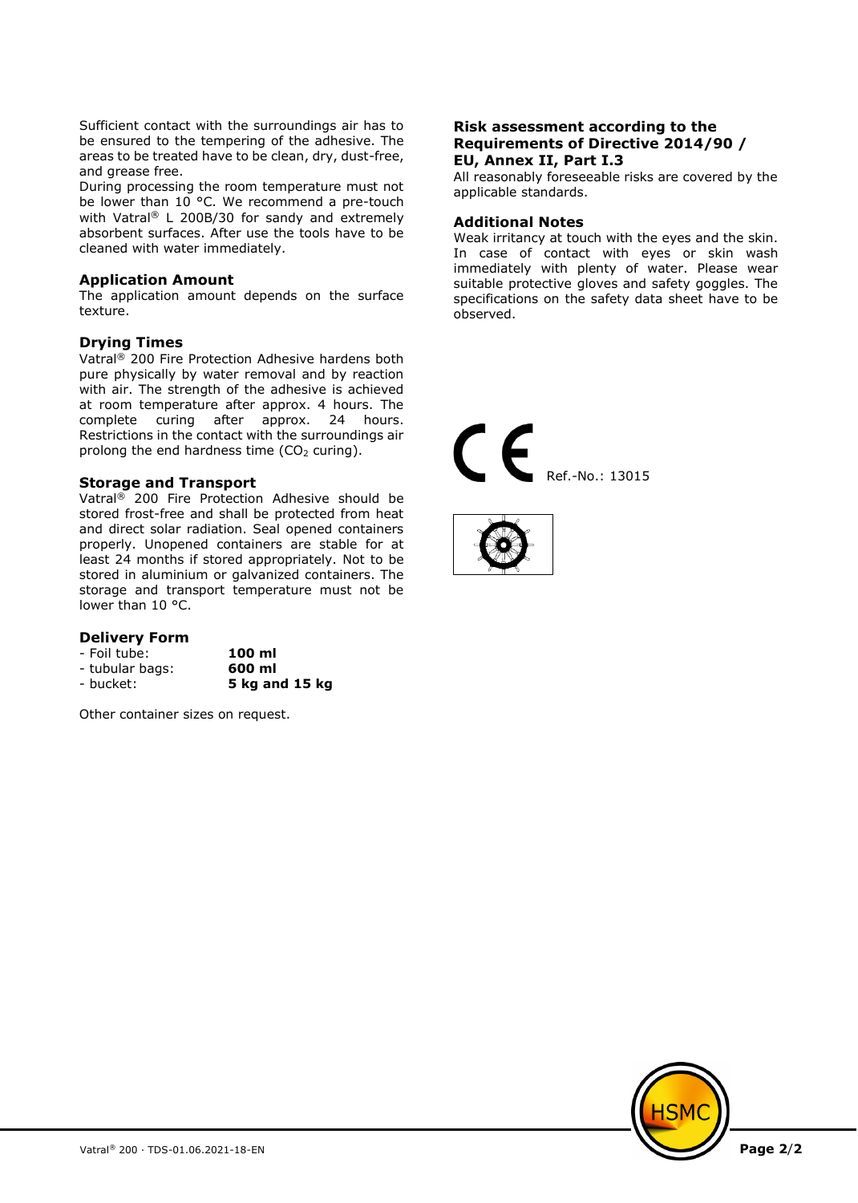Sufficient contact with the surroundings air has to be ensured to the tempering of the adhesive. The areas to be treated have to be clean, dry, dust-free, and grease free.
During processing the room temperature must not be lower than 10 °C. We recommend a pre-touch with Vatral® L 200B/30 for sandy and extremely absorbent surfaces. After use the tools have to be cleaned with water immediately.

### Application Amount

The application amount depends on the surface texture.

### Drying Times

Vatral® 200 Fire Protection Adhesive hardens both pure physically by water removal and by reaction with air. The strength of the adhesive is achieved at room temperature after approx. 4 hours. The complete curing after approx. 24 hours. Restrictions in the contact with the surroundings air prolong the end hardness time ($CO_2$ curing).

### Storage and Transport

Vatral® 200 Fire Protection Adhesive should be stored frost-free and shall be protected from heat and direct solar radiation. Seal opened containers properly. Unopened containers are stable for at least 24 months if stored appropriately. Not to be stored in aluminium or galvanized containers. The storage and transport temperature must not be lower than 10 °C.

### Delivery Form

| | |
|---|---|
| - Foil tube: | **100 ml** |
| - tubular bags: | **600 ml** |
| - bucket: | **5 kg and 15 kg** |

Other container sizes on request.

### Risk assessment according to the Requirements of Directive 2014/90 / EU, Annex II, Part I.3

All reasonably foreseeable risks are covered by the applicable standards.

### Additional Notes

Weak irritancy at touch with the eyes and the skin. In case of contact with eyes or skin wash immediately with plenty of water. Please wear suitable protective gloves and safety goggles. The specifications on the safety data sheet have to be observed.

CE Ref.-No.: 13015